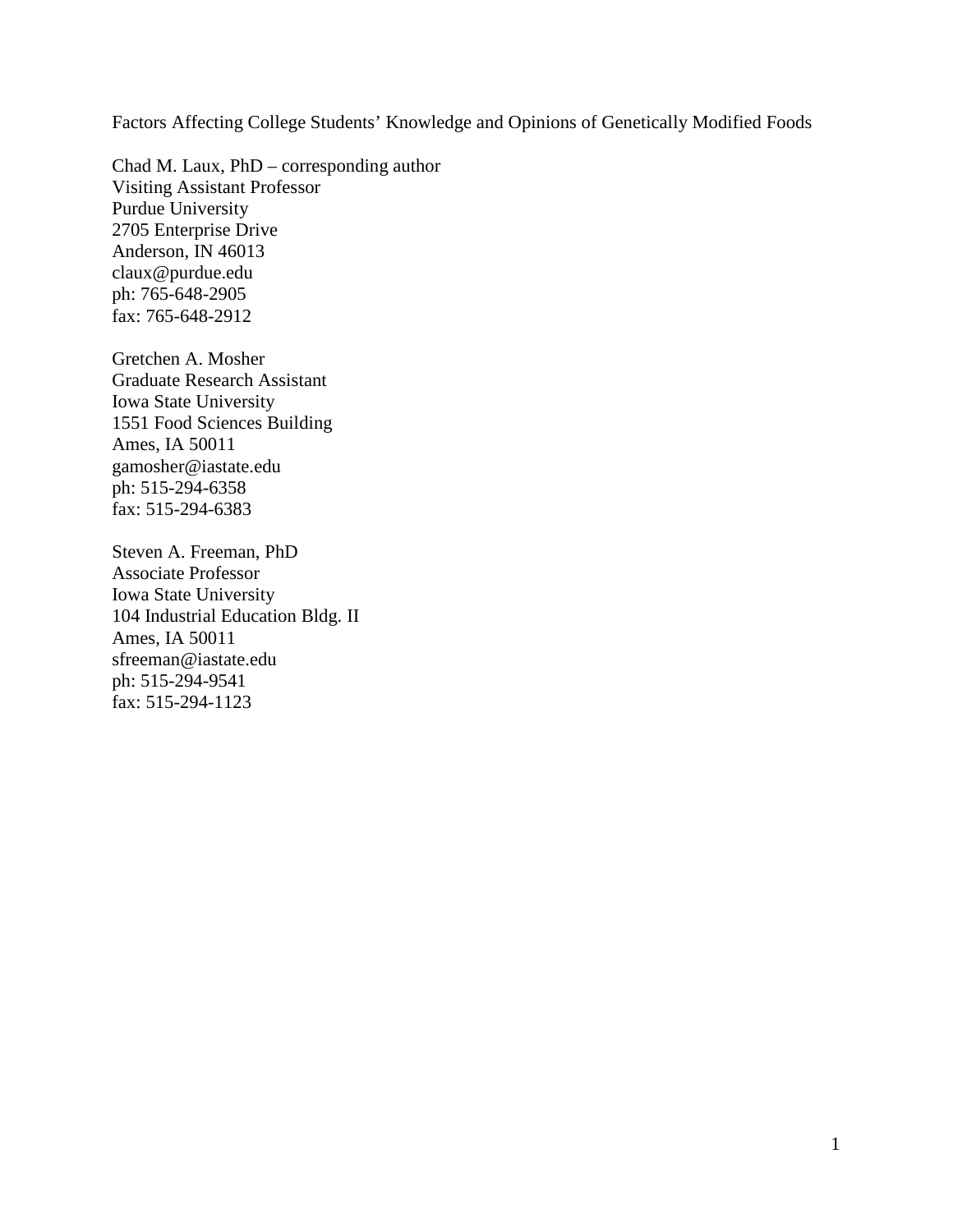# Factors Affecting College Students' Knowledge and Opinions of Genetically Modified Foods

Chad M. Laux, PhD – corresponding author
Visiting Assistant Professor
Purdue University
2705 Enterprise Drive
Anderson, IN 46013
claux@purdue.edu
ph: 765-648-2905
fax: 765-648-2912

Gretchen A. Mosher
Graduate Research Assistant
Iowa State University
1551 Food Sciences Building
Ames, IA 50011
gamosher@iastate.edu
ph: 515-294-6358
fax: 515-294-6383

Steven A. Freeman, PhD
Associate Professor
Iowa State University
104 Industrial Education Bldg. II
Ames, IA 50011
sfreeman@iastate.edu
ph: 515-294-9541
fax: 515-294-1123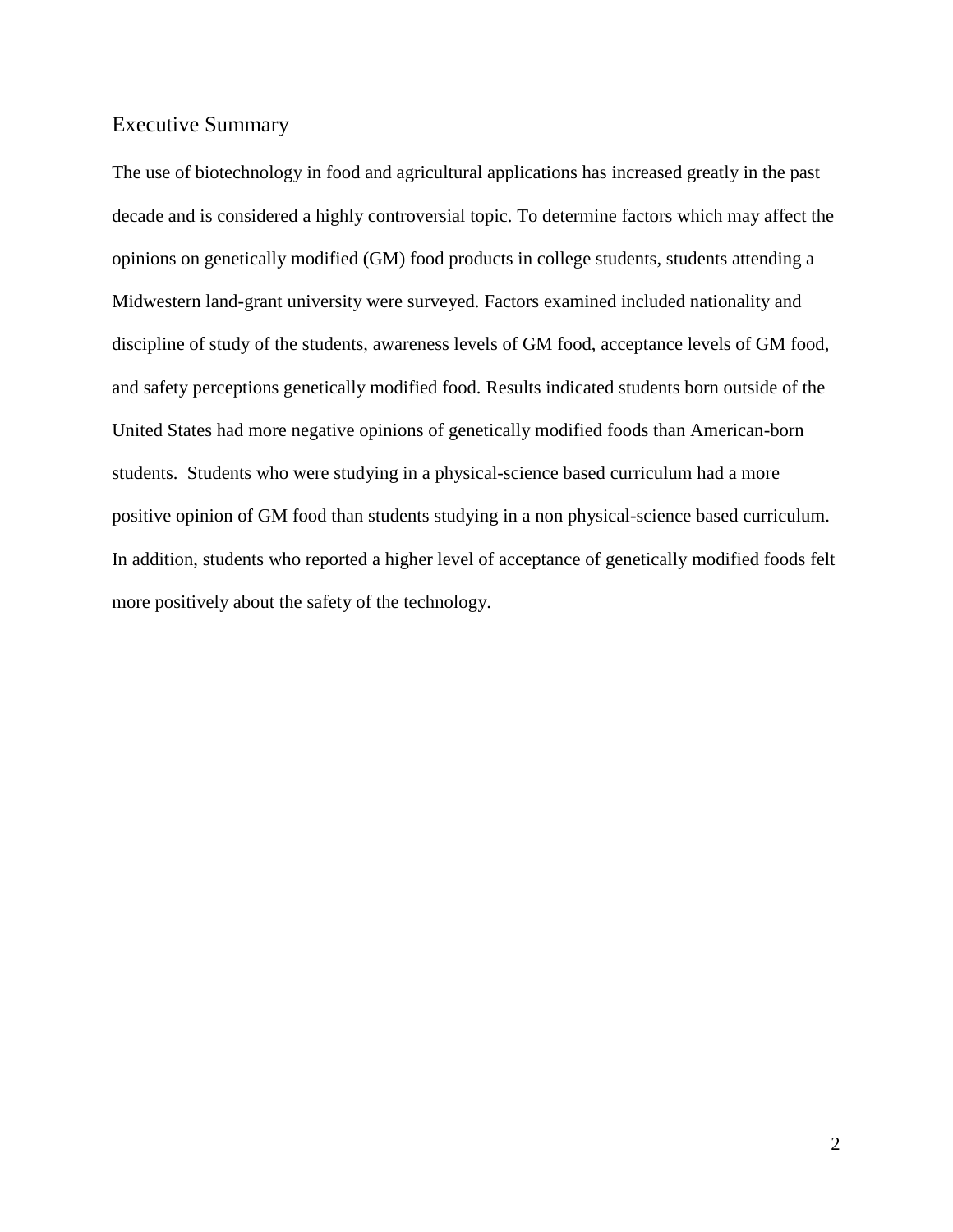## Executive Summary

The use of biotechnology in food and agricultural applications has increased greatly in the past decade and is considered a highly controversial topic. To determine factors which may affect the opinions on genetically modified (GM) food products in college students, students attending a Midwestern land-grant university were surveyed. Factors examined included nationality and discipline of study of the students, awareness levels of GM food, acceptance levels of GM food, and safety perceptions genetically modified food. Results indicated students born outside of the United States had more negative opinions of genetically modified foods than American-born students. Students who were studying in a physical-science based curriculum had a more positive opinion of GM food than students studying in a non physical-science based curriculum. In addition, students who reported a higher level of acceptance of genetically modified foods felt more positively about the safety of the technology.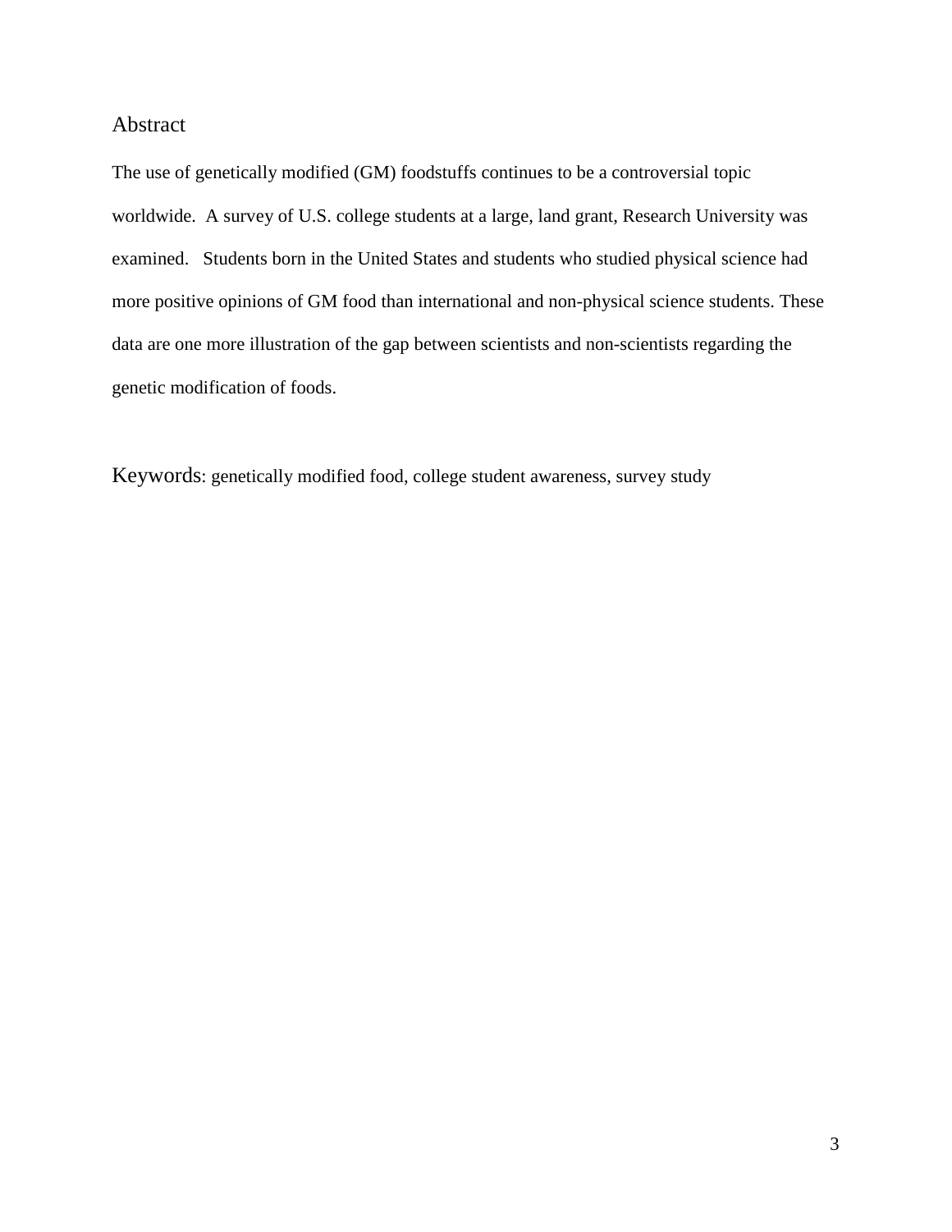## Abstract

The use of genetically modified (GM) foodstuffs continues to be a controversial topic worldwide. A survey of U.S. college students at a large, land grant, Research University was examined. Students born in the United States and students who studied physical science had more positive opinions of GM food than international and non-physical science students. These data are one more illustration of the gap between scientists and non-scientists regarding the genetic modification of foods.

Keywords: genetically modified food, college student awareness, survey study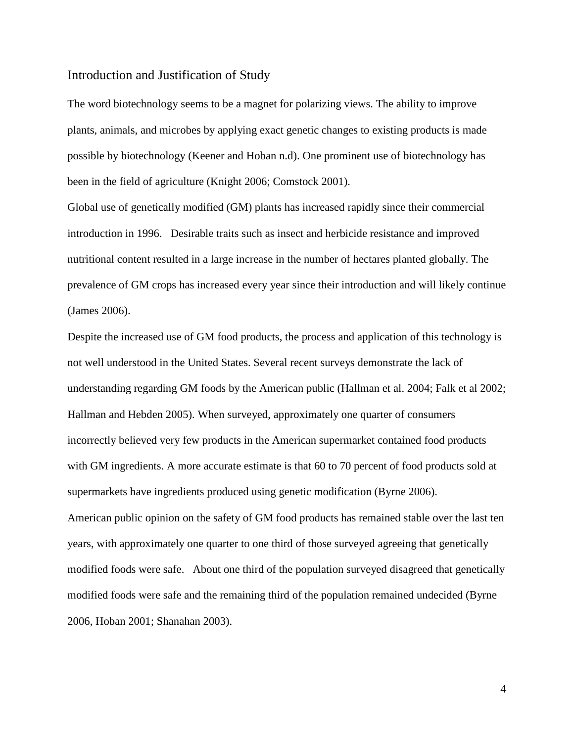## Introduction and Justification of Study

The word biotechnology seems to be a magnet for polarizing views. The ability to improve plants, animals, and microbes by applying exact genetic changes to existing products is made possible by biotechnology (Keener and Hoban n.d). One prominent use of biotechnology has been in the field of agriculture (Knight 2006; Comstock 2001).

Global use of genetically modified (GM) plants has increased rapidly since their commercial introduction in 1996. Desirable traits such as insect and herbicide resistance and improved nutritional content resulted in a large increase in the number of hectares planted globally. The prevalence of GM crops has increased every year since their introduction and will likely continue (James 2006).

Despite the increased use of GM food products, the process and application of this technology is not well understood in the United States. Several recent surveys demonstrate the lack of understanding regarding GM foods by the American public (Hallman et al. 2004; Falk et al 2002; Hallman and Hebden 2005). When surveyed, approximately one quarter of consumers incorrectly believed very few products in the American supermarket contained food products with GM ingredients. A more accurate estimate is that 60 to 70 percent of food products sold at supermarkets have ingredients produced using genetic modification (Byrne 2006).

American public opinion on the safety of GM food products has remained stable over the last ten years, with approximately one quarter to one third of those surveyed agreeing that genetically modified foods were safe. About one third of the population surveyed disagreed that genetically modified foods were safe and the remaining third of the population remained undecided (Byrne 2006, Hoban 2001; Shanahan 2003).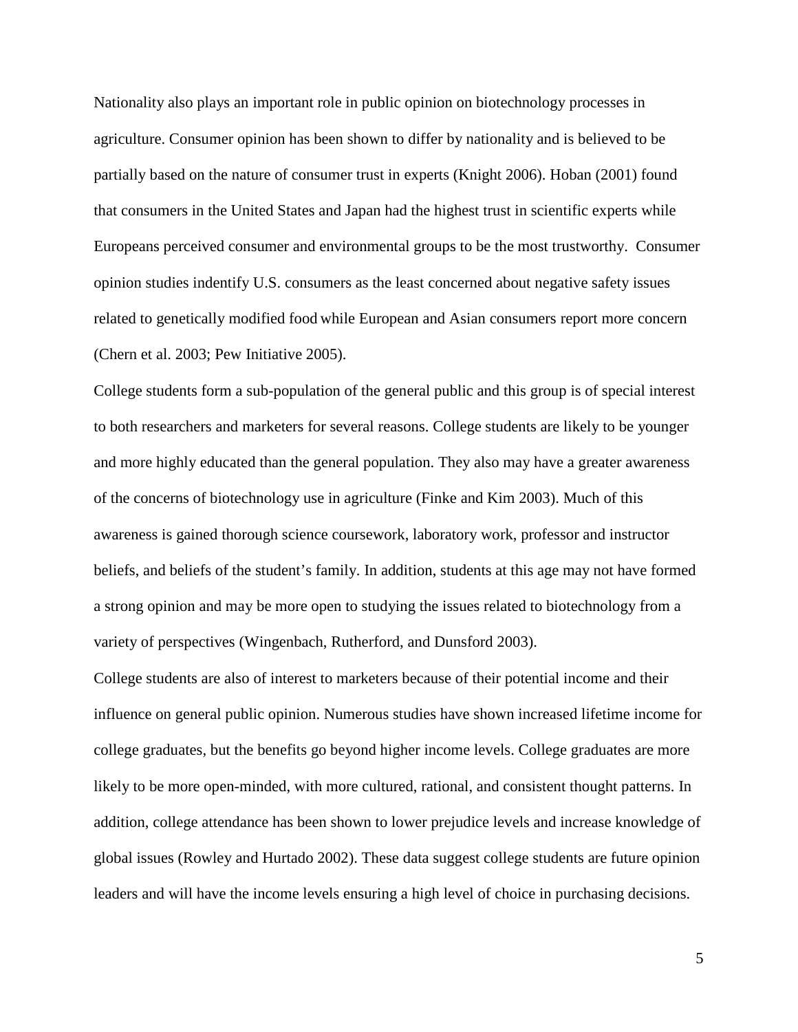Nationality also plays an important role in public opinion on biotechnology processes in agriculture. Consumer opinion has been shown to differ by nationality and is believed to be partially based on the nature of consumer trust in experts (Knight 2006). Hoban (2001) found that consumers in the United States and Japan had the highest trust in scientific experts while Europeans perceived consumer and environmental groups to be the most trustworthy. Consumer opinion studies indentify U.S. consumers as the least concerned about negative safety issues related to genetically modified food while European and Asian consumers report more concern (Chern et al. 2003; Pew Initiative 2005).

College students form a sub-population of the general public and this group is of special interest to both researchers and marketers for several reasons. College students are likely to be younger and more highly educated than the general population. They also may have a greater awareness of the concerns of biotechnology use in agriculture (Finke and Kim 2003). Much of this awareness is gained thorough science coursework, laboratory work, professor and instructor beliefs, and beliefs of the student's family. In addition, students at this age may not have formed a strong opinion and may be more open to studying the issues related to biotechnology from a variety of perspectives (Wingenbach, Rutherford, and Dunsford 2003).

College students are also of interest to marketers because of their potential income and their influence on general public opinion. Numerous studies have shown increased lifetime income for college graduates, but the benefits go beyond higher income levels. College graduates are more likely to be more open-minded, with more cultured, rational, and consistent thought patterns. In addition, college attendance has been shown to lower prejudice levels and increase knowledge of global issues (Rowley and Hurtado 2002). These data suggest college students are future opinion leaders and will have the income levels ensuring a high level of choice in purchasing decisions.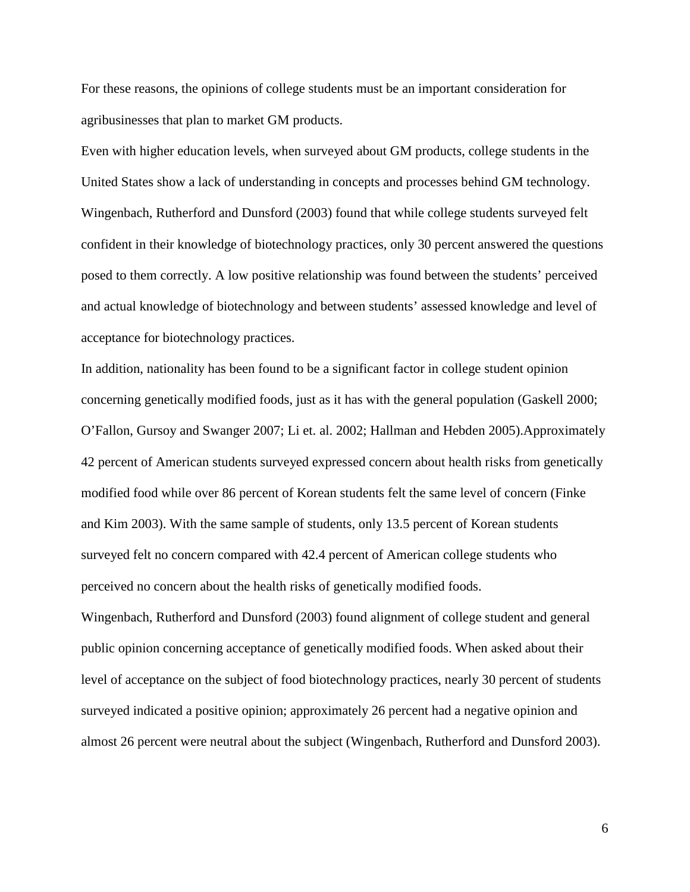For these reasons, the opinions of college students must be an important consideration for agribusinesses that plan to market GM products.

Even with higher education levels, when surveyed about GM products, college students in the United States show a lack of understanding in concepts and processes behind GM technology. Wingenbach, Rutherford and Dunsford (2003) found that while college students surveyed felt confident in their knowledge of biotechnology practices, only 30 percent answered the questions posed to them correctly. A low positive relationship was found between the students' perceived and actual knowledge of biotechnology and between students' assessed knowledge and level of acceptance for biotechnology practices.

In addition, nationality has been found to be a significant factor in college student opinion concerning genetically modified foods, just as it has with the general population (Gaskell 2000; O'Fallon, Gursoy and Swanger 2007; Li et. al. 2002; Hallman and Hebden 2005).Approximately 42 percent of American students surveyed expressed concern about health risks from genetically modified food while over 86 percent of Korean students felt the same level of concern (Finke and Kim 2003). With the same sample of students, only 13.5 percent of Korean students surveyed felt no concern compared with 42.4 percent of American college students who perceived no concern about the health risks of genetically modified foods.

Wingenbach, Rutherford and Dunsford (2003) found alignment of college student and general public opinion concerning acceptance of genetically modified foods. When asked about their level of acceptance on the subject of food biotechnology practices, nearly 30 percent of students surveyed indicated a positive opinion; approximately 26 percent had a negative opinion and almost 26 percent were neutral about the subject (Wingenbach, Rutherford and Dunsford 2003).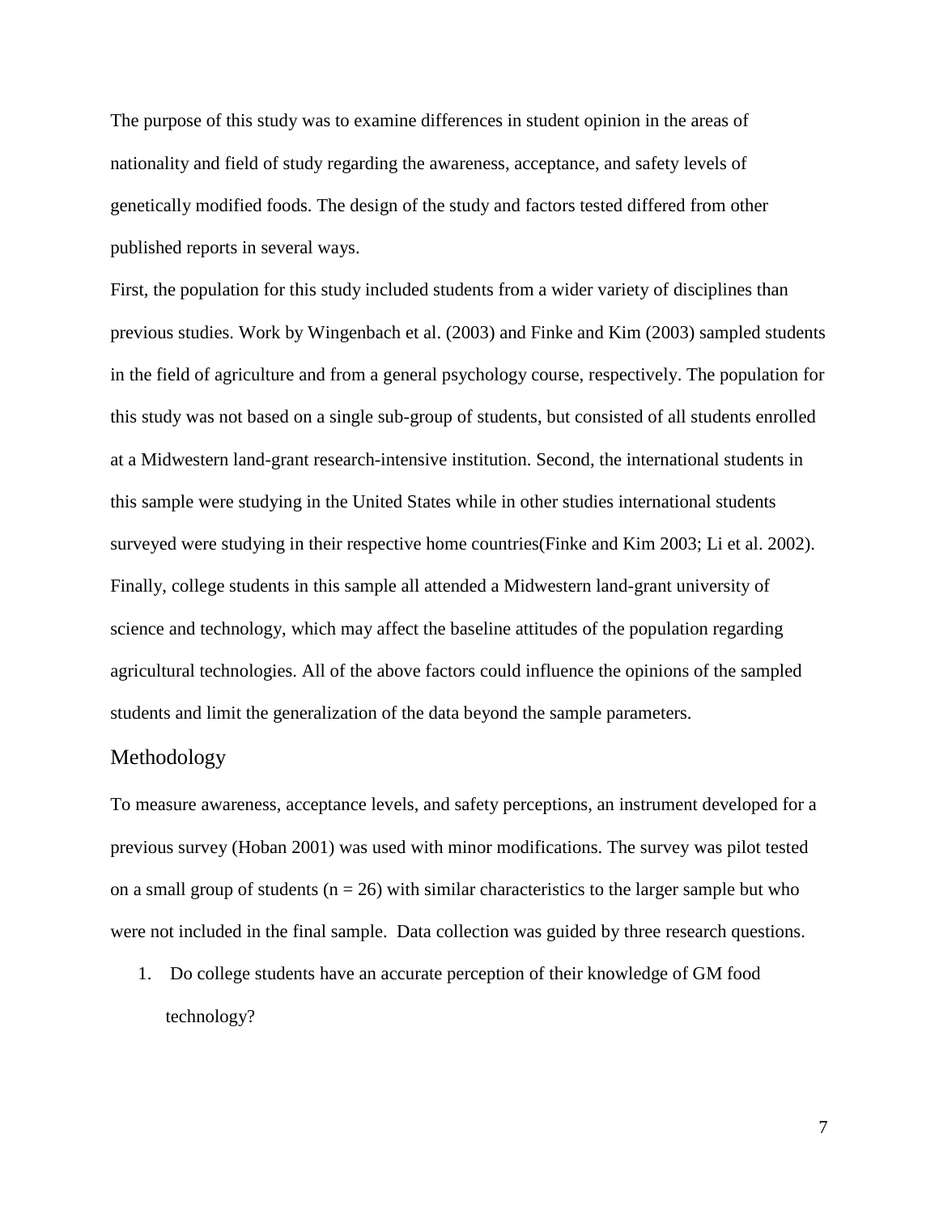The purpose of this study was to examine differences in student opinion in the areas of nationality and field of study regarding the awareness, acceptance, and safety levels of genetically modified foods. The design of the study and factors tested differed from other published reports in several ways.

First, the population for this study included students from a wider variety of disciplines than previous studies. Work by Wingenbach et al. (2003) and Finke and Kim (2003) sampled students in the field of agriculture and from a general psychology course, respectively. The population for this study was not based on a single sub-group of students, but consisted of all students enrolled at a Midwestern land-grant research-intensive institution. Second, the international students in this sample were studying in the United States while in other studies international students surveyed were studying in their respective home countries(Finke and Kim 2003; Li et al. 2002). Finally, college students in this sample all attended a Midwestern land-grant university of science and technology, which may affect the baseline attitudes of the population regarding agricultural technologies. All of the above factors could influence the opinions of the sampled students and limit the generalization of the data beyond the sample parameters.

## Methodology

To measure awareness, acceptance levels, and safety perceptions, an instrument developed for a previous survey (Hoban 2001) was used with minor modifications. The survey was pilot tested on a small group of students ($n = 26$) with similar characteristics to the larger sample but who were not included in the final sample. Data collection was guided by three research questions.

1. Do college students have an accurate perception of their knowledge of GM food technology?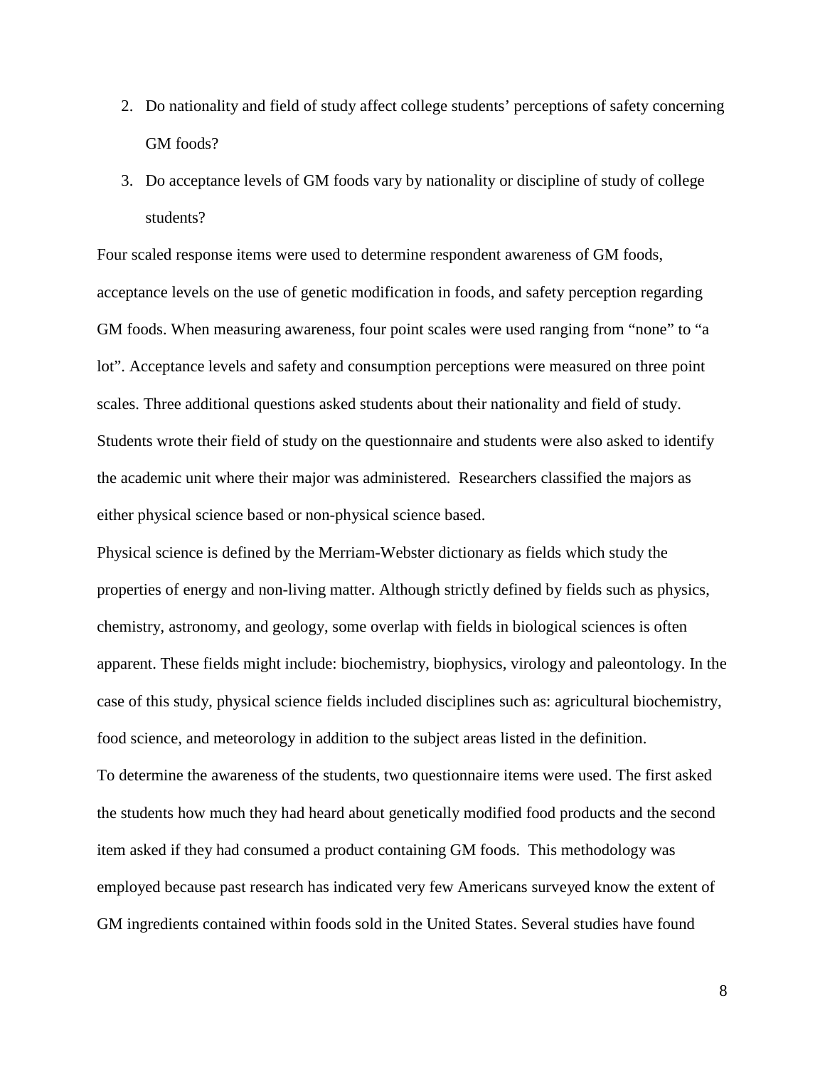2. Do nationality and field of study affect college students' perceptions of safety concerning GM foods?
3. Do acceptance levels of GM foods vary by nationality or discipline of study of college students?

Four scaled response items were used to determine respondent awareness of GM foods, acceptance levels on the use of genetic modification in foods, and safety perception regarding GM foods. When measuring awareness, four point scales were used ranging from "none" to "a lot". Acceptance levels and safety and consumption perceptions were measured on three point scales. Three additional questions asked students about their nationality and field of study. Students wrote their field of study on the questionnaire and students were also asked to identify the academic unit where their major was administered. Researchers classified the majors as either physical science based or non-physical science based.

Physical science is defined by the Merriam-Webster dictionary as fields which study the properties of energy and non-living matter. Although strictly defined by fields such as physics, chemistry, astronomy, and geology, some overlap with fields in biological sciences is often apparent. These fields might include: biochemistry, biophysics, virology and paleontology. In the case of this study, physical science fields included disciplines such as: agricultural biochemistry, food science, and meteorology in addition to the subject areas listed in the definition.

To determine the awareness of the students, two questionnaire items were used. The first asked the students how much they had heard about genetically modified food products and the second item asked if they had consumed a product containing GM foods. This methodology was employed because past research has indicated very few Americans surveyed know the extent of GM ingredients contained within foods sold in the United States. Several studies have found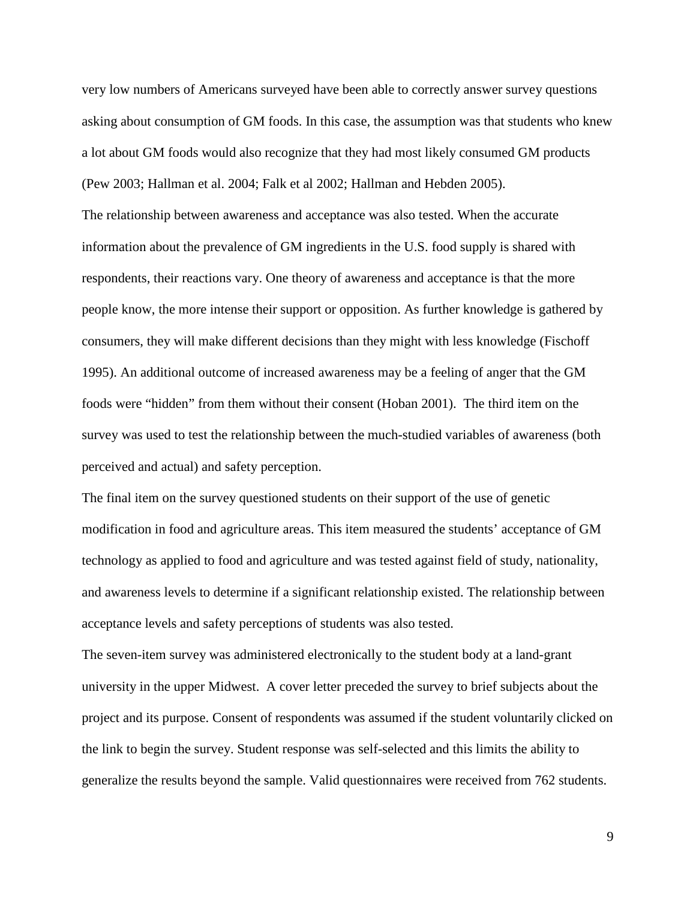very low numbers of Americans surveyed have been able to correctly answer survey questions asking about consumption of GM foods. In this case, the assumption was that students who knew a lot about GM foods would also recognize that they had most likely consumed GM products (Pew 2003; Hallman et al. 2004; Falk et al 2002; Hallman and Hebden 2005).

The relationship between awareness and acceptance was also tested. When the accurate information about the prevalence of GM ingredients in the U.S. food supply is shared with respondents, their reactions vary. One theory of awareness and acceptance is that the more people know, the more intense their support or opposition. As further knowledge is gathered by consumers, they will make different decisions than they might with less knowledge (Fischoff 1995). An additional outcome of increased awareness may be a feeling of anger that the GM foods were "hidden" from them without their consent (Hoban 2001). The third item on the survey was used to test the relationship between the much-studied variables of awareness (both perceived and actual) and safety perception.

The final item on the survey questioned students on their support of the use of genetic modification in food and agriculture areas. This item measured the students' acceptance of GM technology as applied to food and agriculture and was tested against field of study, nationality, and awareness levels to determine if a significant relationship existed. The relationship between acceptance levels and safety perceptions of students was also tested.

The seven-item survey was administered electronically to the student body at a land-grant university in the upper Midwest. A cover letter preceded the survey to brief subjects about the project and its purpose. Consent of respondents was assumed if the student voluntarily clicked on the link to begin the survey. Student response was self-selected and this limits the ability to generalize the results beyond the sample. Valid questionnaires were received from 762 students.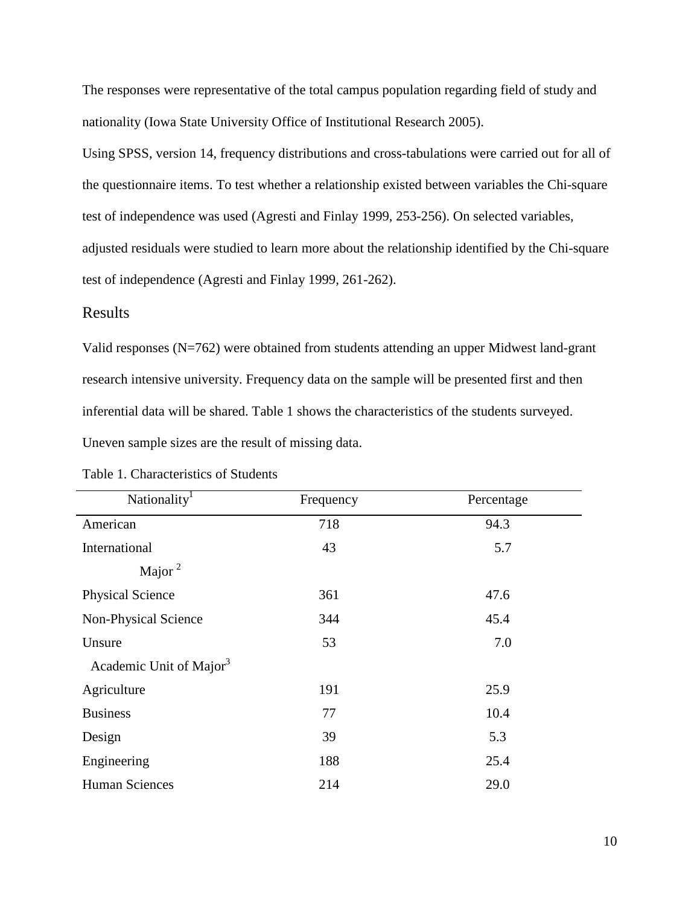The responses were representative of the total campus population regarding field of study and nationality (Iowa State University Office of Institutional Research 2005).

Using SPSS, version 14, frequency distributions and cross-tabulations were carried out for all of the questionnaire items. To test whether a relationship existed between variables the Chi-square test of independence was used (Agresti and Finlay 1999, 253-256). On selected variables, adjusted residuals were studied to learn more about the relationship identified by the Chi-square test of independence (Agresti and Finlay 1999, 261-262).

## Results

Valid responses (N=762) were obtained from students attending an upper Midwest land-grant research intensive university. Frequency data on the sample will be presented first and then inferential data will be shared. Table 1 shows the characteristics of the students surveyed. Uneven sample sizes are the result of missing data.

Table 1. Characteristics of Students

| Nationality[1] | Frequency | Percentage |
|---|---|---|
| American | 718 | 94.3 |
| International | 43 | 5.7 |
| Major [2] | | |
| Physical Science | 361 | 47.6 |
| Non-Physical Science | 344 | 45.4 |
| Unsure | 53 | 7.0 |
| Academic Unit of Major[3] | | |
| Agriculture | 191 | 25.9 |
| Business | 77 | 10.4 |
| Design | 39 | 5.3 |
| Engineering | 188 | 25.4 |
| Human Sciences | 214 | 29.0 |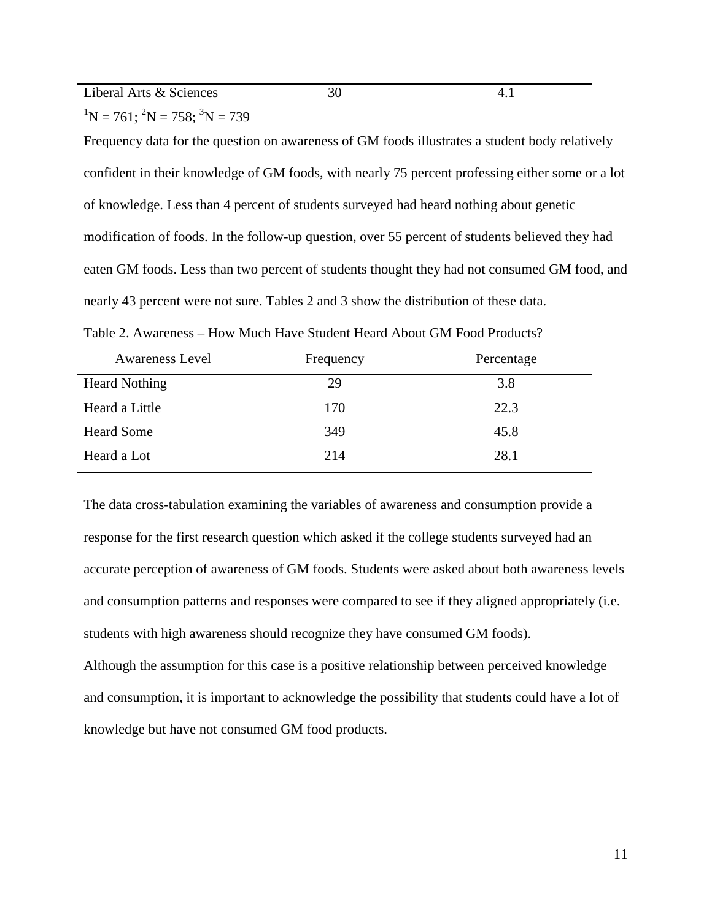| Liberal Arts & Sciences | 30 | 4.1 |
|---|---|---|

[1]N = 761; [2]N = 758; [3]N = 739

Frequency data for the question on awareness of GM foods illustrates a student body relatively confident in their knowledge of GM foods, with nearly 75 percent professing either some or a lot of knowledge. Less than 4 percent of students surveyed had heard nothing about genetic modification of foods. In the follow-up question, over 55 percent of students believed they had eaten GM foods. Less than two percent of students thought they had not consumed GM food, and nearly 43 percent were not sure. Tables 2 and 3 show the distribution of these data.

Table 2. Awareness – How Much Have Student Heard About GM Food Products?

| Awareness Level | Frequency | Percentage |
|---|---|---|
| Heard Nothing | 29 | 3.8 |
| Heard a Little | 170 | 22.3 |
| Heard Some | 349 | 45.8 |
| Heard a Lot | 214 | 28.1 |

The data cross-tabulation examining the variables of awareness and consumption provide a response for the first research question which asked if the college students surveyed had an accurate perception of awareness of GM foods. Students were asked about both awareness levels and consumption patterns and responses were compared to see if they aligned appropriately (i.e. students with high awareness should recognize they have consumed GM foods).

Although the assumption for this case is a positive relationship between perceived knowledge and consumption, it is important to acknowledge the possibility that students could have a lot of knowledge but have not consumed GM food products.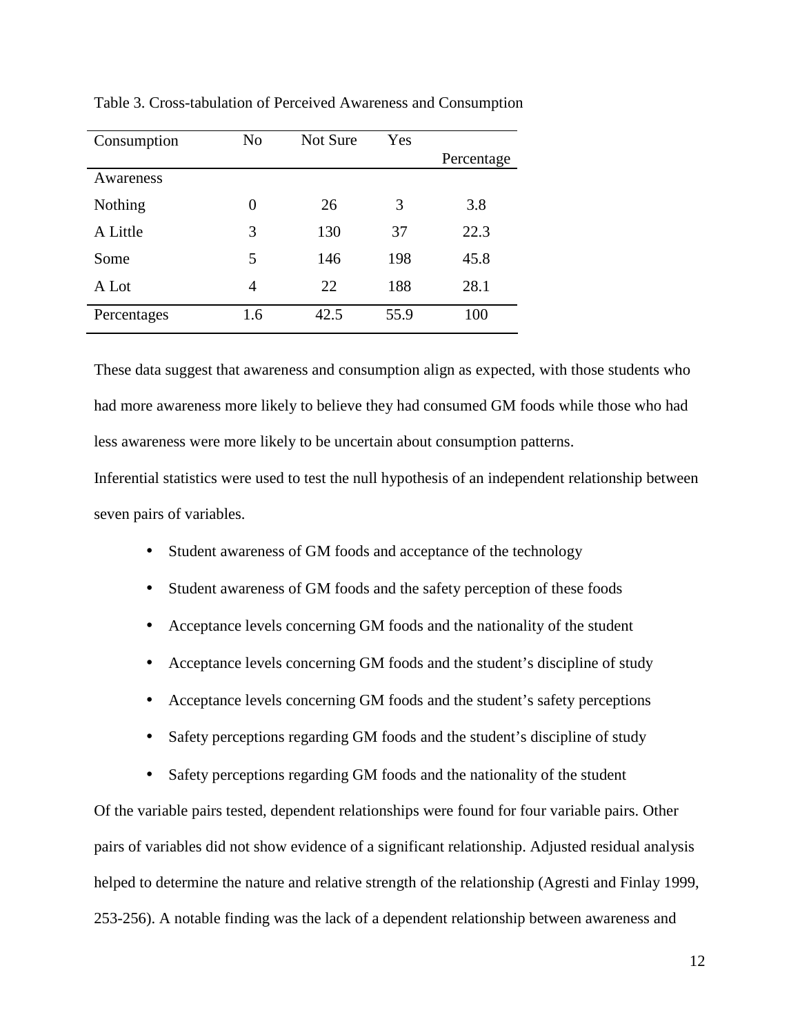Table 3. Cross-tabulation of Perceived Awareness and Consumption

| Consumption | No | Not Sure | Yes | Percentage |
|---|---|---|---|---|
| Awareness | | | | |
| Nothing | 0 | 26 | 3 | 3.8 |
| A Little | 3 | 130 | 37 | 22.3 |
| Some | 5 | 146 | 198 | 45.8 |
| A Lot | 4 | 22 | 188 | 28.1 |
| Percentages | 1.6 | 42.5 | 55.9 | 100 |

These data suggest that awareness and consumption align as expected, with those students who had more awareness more likely to believe they had consumed GM foods while those who had less awareness were more likely to be uncertain about consumption patterns.

Inferential statistics were used to test the null hypothesis of an independent relationship between seven pairs of variables.

- Student awareness of GM foods and acceptance of the technology
- Student awareness of GM foods and the safety perception of these foods
- Acceptance levels concerning GM foods and the nationality of the student
- Acceptance levels concerning GM foods and the student's discipline of study
- Acceptance levels concerning GM foods and the student's safety perceptions
- Safety perceptions regarding GM foods and the student's discipline of study
- Safety perceptions regarding GM foods and the nationality of the student

Of the variable pairs tested, dependent relationships were found for four variable pairs. Other pairs of variables did not show evidence of a significant relationship. Adjusted residual analysis helped to determine the nature and relative strength of the relationship (Agresti and Finlay 1999, 253-256). A notable finding was the lack of a dependent relationship between awareness and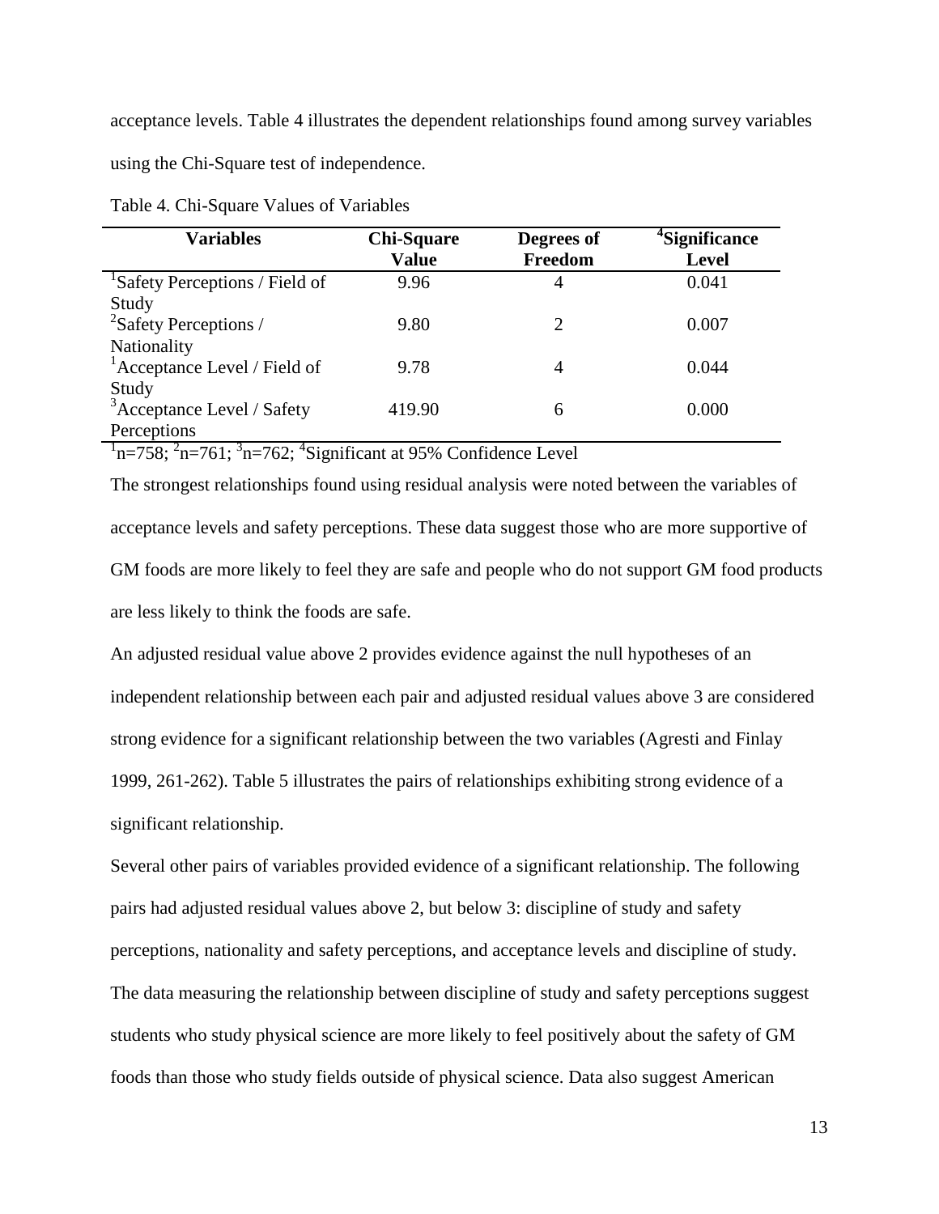acceptance levels. Table 4 illustrates the dependent relationships found among survey variables using the Chi-Square test of independence.

Table 4. Chi-Square Values of Variables

| Variables | Chi-Square Value | Degrees of Freedom | [4]Significance Level |
|---|---|---|---|
| [1]Safety Perceptions / Field of Study | 9.96 | 4 | 0.041 |
| [2]Safety Perceptions / Nationality | 9.80 | 2 | 0.007 |
| [1]Acceptance Level / Field of Study | 9.78 | 4 | 0.044 |
| [3]Acceptance Level / Safety Perceptions | 419.90 | 6 | 0.000 |

[1]n=758; [2]n=761; [3]n=762; [4]Significant at 95% Confidence Level

The strongest relationships found using residual analysis were noted between the variables of acceptance levels and safety perceptions. These data suggest those who are more supportive of GM foods are more likely to feel they are safe and people who do not support GM food products are less likely to think the foods are safe.

An adjusted residual value above 2 provides evidence against the null hypotheses of an independent relationship between each pair and adjusted residual values above 3 are considered strong evidence for a significant relationship between the two variables (Agresti and Finlay 1999, 261-262). Table 5 illustrates the pairs of relationships exhibiting strong evidence of a significant relationship.

Several other pairs of variables provided evidence of a significant relationship. The following pairs had adjusted residual values above 2, but below 3: discipline of study and safety perceptions, nationality and safety perceptions, and acceptance levels and discipline of study. The data measuring the relationship between discipline of study and safety perceptions suggest students who study physical science are more likely to feel positively about the safety of GM foods than those who study fields outside of physical science. Data also suggest American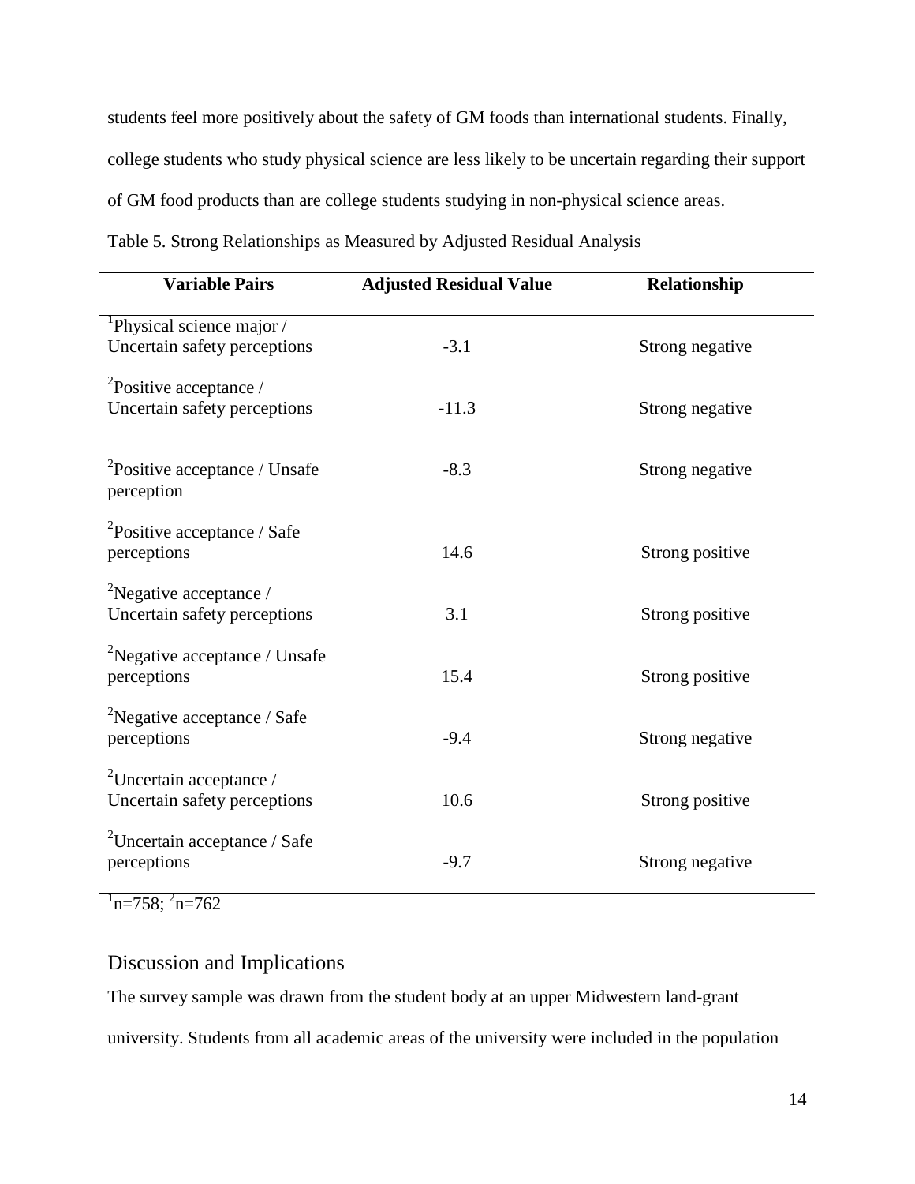students feel more positively about the safety of GM foods than international students. Finally, college students who study physical science are less likely to be uncertain regarding their support of GM food products than are college students studying in non-physical science areas.

Table 5. Strong Relationships as Measured by Adjusted Residual Analysis

| Variable Pairs | Adjusted Residual Value | Relationship |
|---|---|---|
| [1]Physical science major / Uncertain safety perceptions | -3.1 | Strong negative |
| [2]Positive acceptance / Uncertain safety perceptions | -11.3 | Strong negative |
| [2]Positive acceptance / Unsafe perception | -8.3 | Strong negative |
| [2]Positive acceptance / Safe perceptions | 14.6 | Strong positive |
| [2]Negative acceptance / Uncertain safety perceptions | 3.1 | Strong positive |
| [2]Negative acceptance / Unsafe perceptions | 15.4 | Strong positive |
| [2]Negative acceptance / Safe perceptions | -9.4 | Strong negative |
| [2]Uncertain acceptance / Uncertain safety perceptions | 10.6 | Strong positive |
| [2]Uncertain acceptance / Safe perceptions | -9.7 | Strong negative |

[1]n=758; [2]n=762

## Discussion and Implications

The survey sample was drawn from the student body at an upper Midwestern land-grant university. Students from all academic areas of the university were included in the population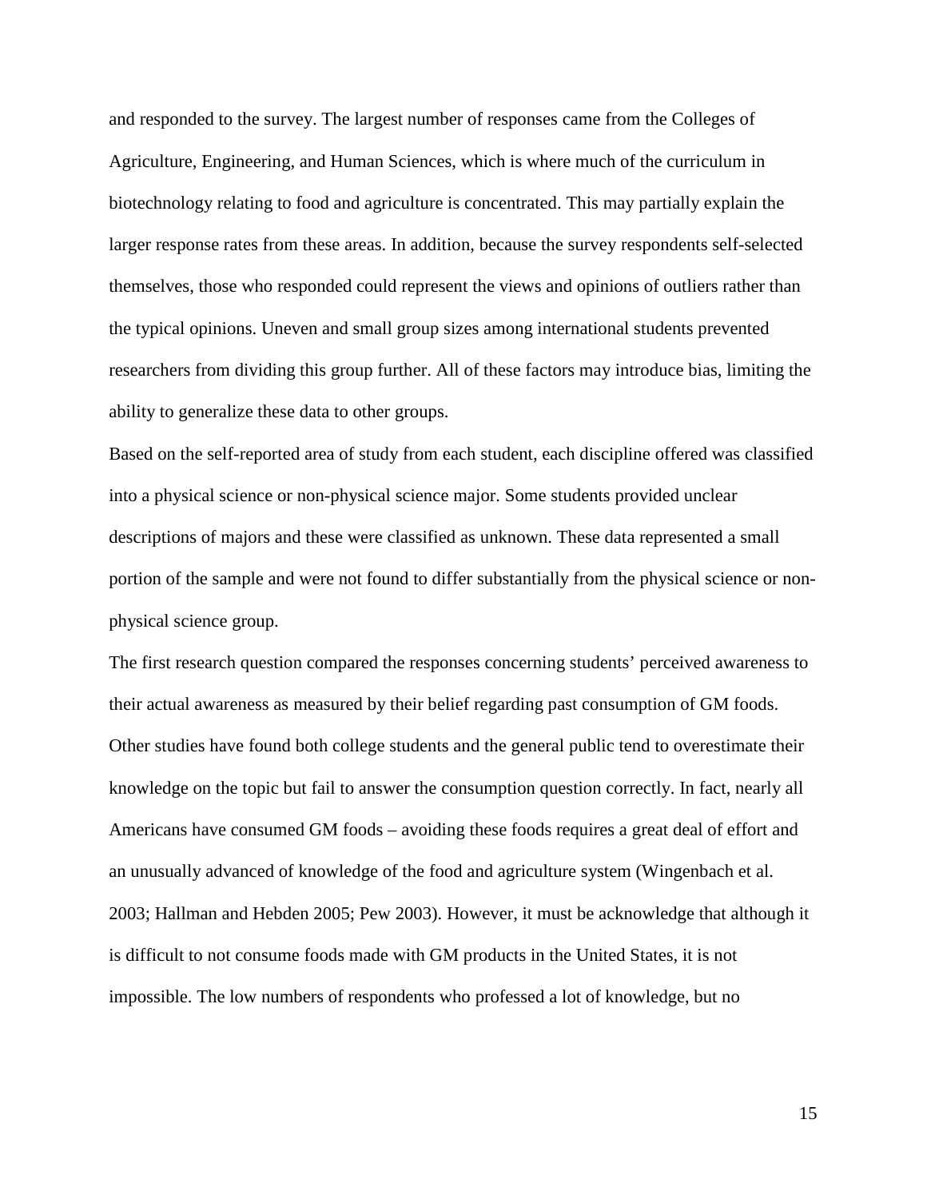and responded to the survey. The largest number of responses came from the Colleges of Agriculture, Engineering, and Human Sciences, which is where much of the curriculum in biotechnology relating to food and agriculture is concentrated. This may partially explain the larger response rates from these areas. In addition, because the survey respondents self-selected themselves, those who responded could represent the views and opinions of outliers rather than the typical opinions. Uneven and small group sizes among international students prevented researchers from dividing this group further. All of these factors may introduce bias, limiting the ability to generalize these data to other groups.

Based on the self-reported area of study from each student, each discipline offered was classified into a physical science or non-physical science major. Some students provided unclear descriptions of majors and these were classified as unknown. These data represented a small portion of the sample and were not found to differ substantially from the physical science or non-physical science group.

The first research question compared the responses concerning students' perceived awareness to their actual awareness as measured by their belief regarding past consumption of GM foods. Other studies have found both college students and the general public tend to overestimate their knowledge on the topic but fail to answer the consumption question correctly. In fact, nearly all Americans have consumed GM foods – avoiding these foods requires a great deal of effort and an unusually advanced of knowledge of the food and agriculture system (Wingenbach et al. 2003; Hallman and Hebden 2005; Pew 2003). However, it must be acknowledge that although it is difficult to not consume foods made with GM products in the United States, it is not impossible. The low numbers of respondents who professed a lot of knowledge, but no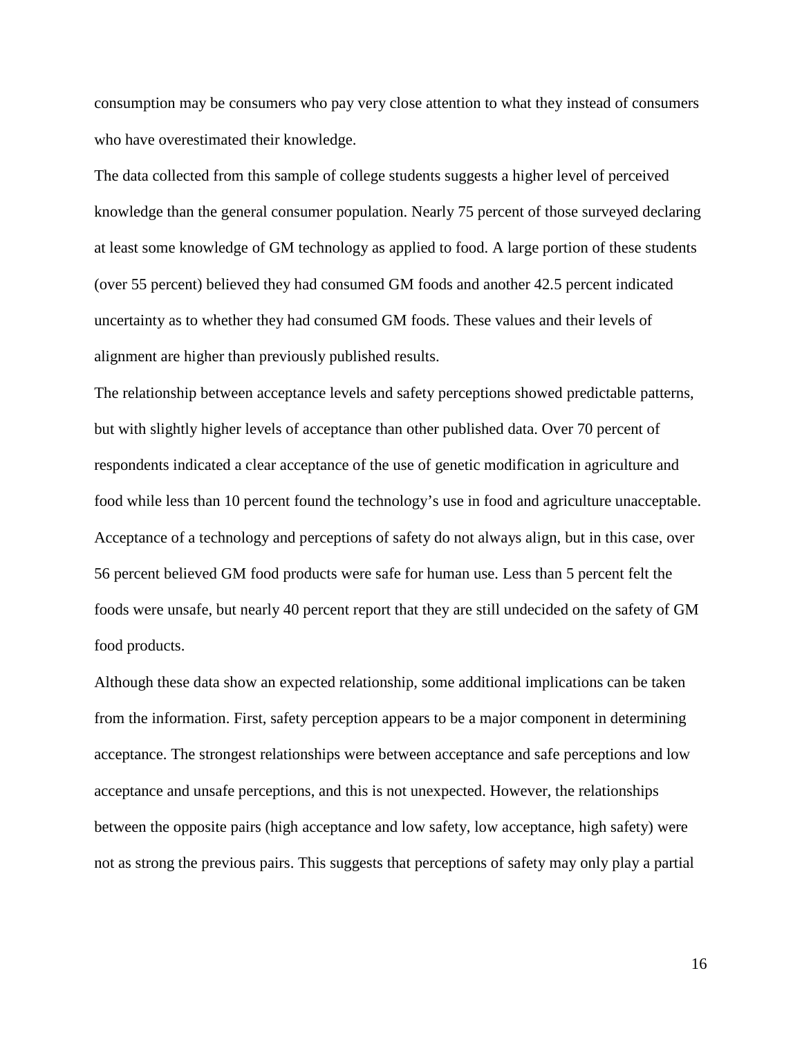consumption may be consumers who pay very close attention to what they instead of consumers who have overestimated their knowledge.

The data collected from this sample of college students suggests a higher level of perceived knowledge than the general consumer population. Nearly 75 percent of those surveyed declaring at least some knowledge of GM technology as applied to food. A large portion of these students (over 55 percent) believed they had consumed GM foods and another 42.5 percent indicated uncertainty as to whether they had consumed GM foods. These values and their levels of alignment are higher than previously published results.

The relationship between acceptance levels and safety perceptions showed predictable patterns, but with slightly higher levels of acceptance than other published data. Over 70 percent of respondents indicated a clear acceptance of the use of genetic modification in agriculture and food while less than 10 percent found the technology's use in food and agriculture unacceptable. Acceptance of a technology and perceptions of safety do not always align, but in this case, over 56 percent believed GM food products were safe for human use. Less than 5 percent felt the foods were unsafe, but nearly 40 percent report that they are still undecided on the safety of GM food products.

Although these data show an expected relationship, some additional implications can be taken from the information. First, safety perception appears to be a major component in determining acceptance. The strongest relationships were between acceptance and safe perceptions and low acceptance and unsafe perceptions, and this is not unexpected. However, the relationships between the opposite pairs (high acceptance and low safety, low acceptance, high safety) were not as strong the previous pairs. This suggests that perceptions of safety may only play a partial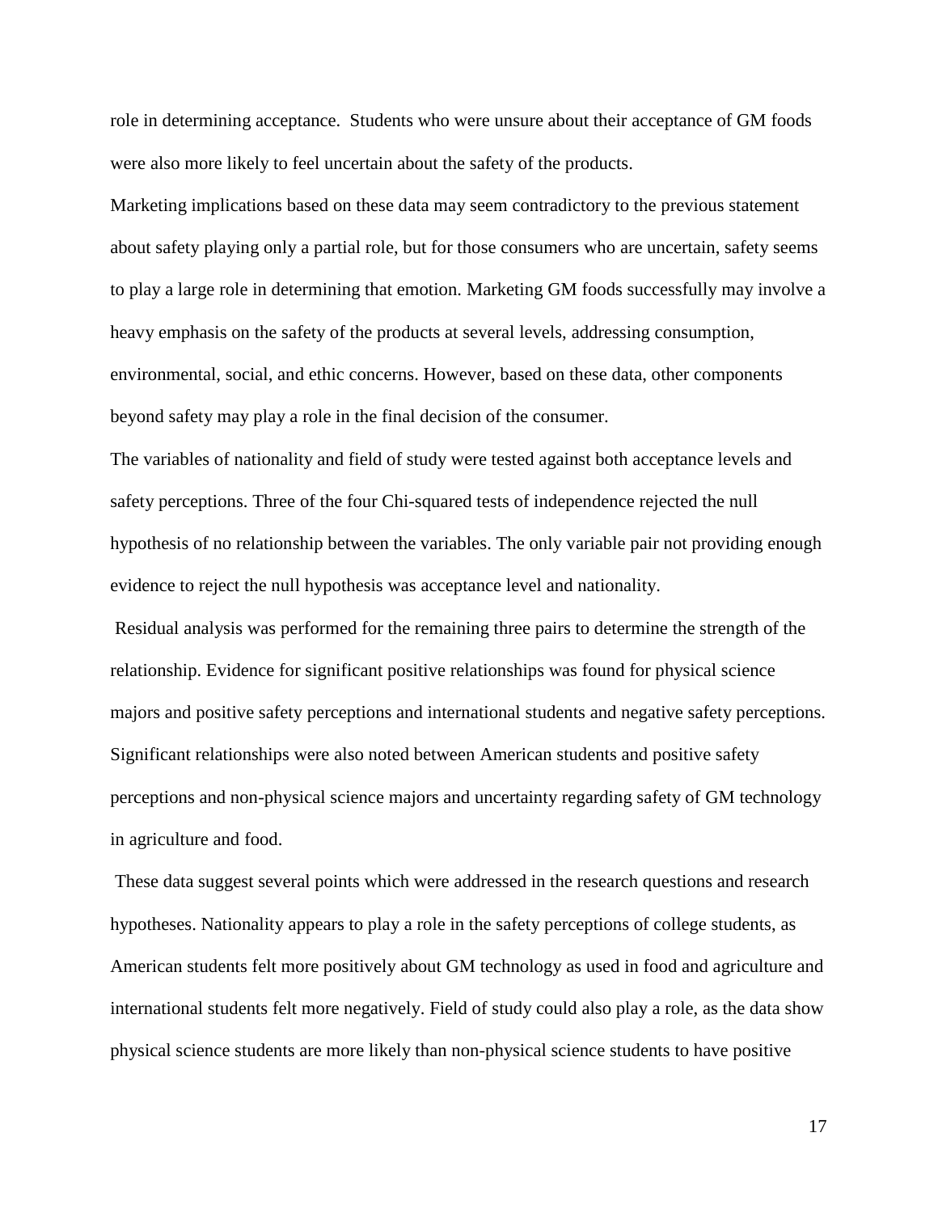role in determining acceptance. Students who were unsure about their acceptance of GM foods were also more likely to feel uncertain about the safety of the products.

Marketing implications based on these data may seem contradictory to the previous statement about safety playing only a partial role, but for those consumers who are uncertain, safety seems to play a large role in determining that emotion. Marketing GM foods successfully may involve a heavy emphasis on the safety of the products at several levels, addressing consumption, environmental, social, and ethic concerns. However, based on these data, other components beyond safety may play a role in the final decision of the consumer.

The variables of nationality and field of study were tested against both acceptance levels and safety perceptions. Three of the four Chi-squared tests of independence rejected the null hypothesis of no relationship between the variables. The only variable pair not providing enough evidence to reject the null hypothesis was acceptance level and nationality.

Residual analysis was performed for the remaining three pairs to determine the strength of the relationship. Evidence for significant positive relationships was found for physical science majors and positive safety perceptions and international students and negative safety perceptions. Significant relationships were also noted between American students and positive safety perceptions and non-physical science majors and uncertainty regarding safety of GM technology in agriculture and food.

These data suggest several points which were addressed in the research questions and research hypotheses. Nationality appears to play a role in the safety perceptions of college students, as American students felt more positively about GM technology as used in food and agriculture and international students felt more negatively. Field of study could also play a role, as the data show physical science students are more likely than non-physical science students to have positive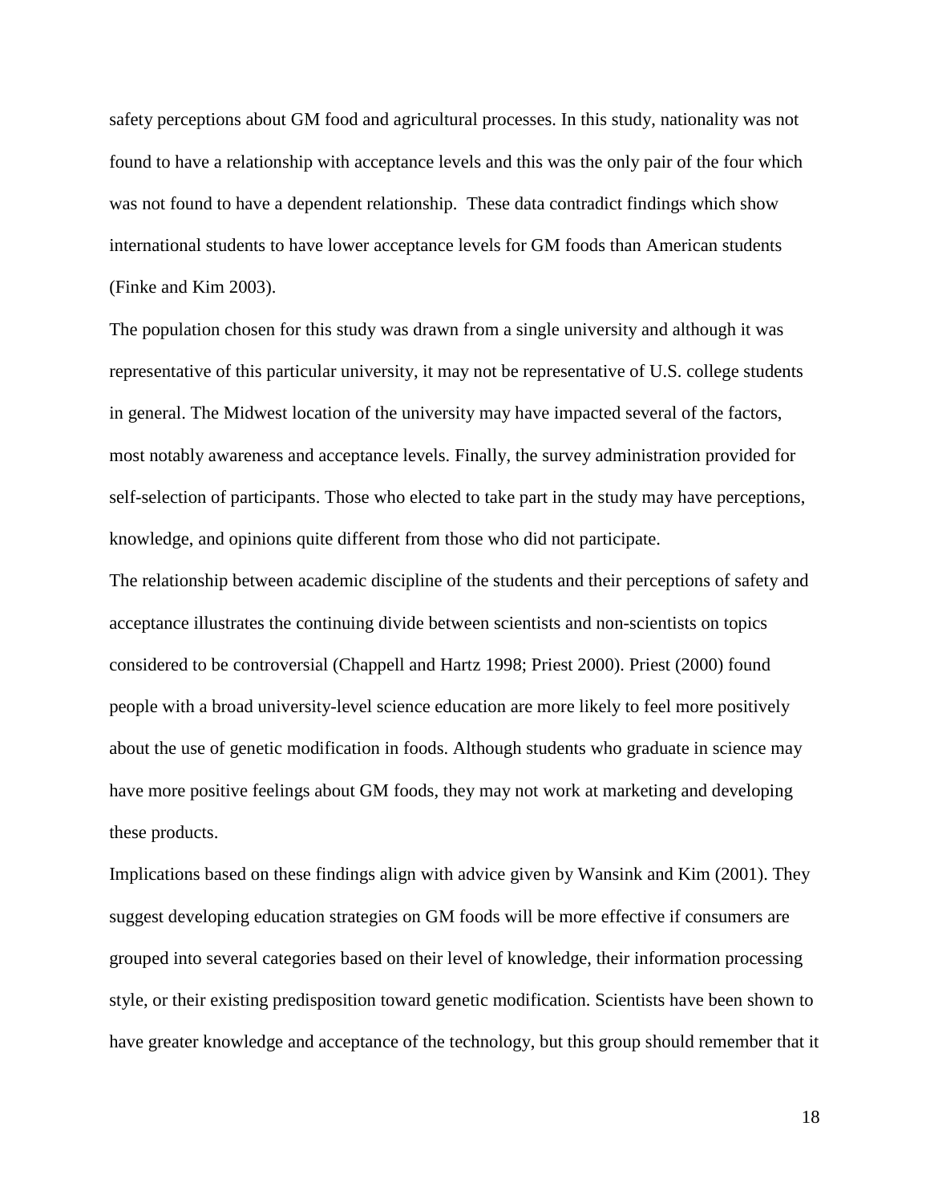safety perceptions about GM food and agricultural processes. In this study, nationality was not found to have a relationship with acceptance levels and this was the only pair of the four which was not found to have a dependent relationship. These data contradict findings which show international students to have lower acceptance levels for GM foods than American students (Finke and Kim 2003).

The population chosen for this study was drawn from a single university and although it was representative of this particular university, it may not be representative of U.S. college students in general. The Midwest location of the university may have impacted several of the factors, most notably awareness and acceptance levels. Finally, the survey administration provided for self-selection of participants. Those who elected to take part in the study may have perceptions, knowledge, and opinions quite different from those who did not participate.

The relationship between academic discipline of the students and their perceptions of safety and acceptance illustrates the continuing divide between scientists and non-scientists on topics considered to be controversial (Chappell and Hartz 1998; Priest 2000). Priest (2000) found people with a broad university-level science education are more likely to feel more positively about the use of genetic modification in foods. Although students who graduate in science may have more positive feelings about GM foods, they may not work at marketing and developing these products.

Implications based on these findings align with advice given by Wansink and Kim (2001). They suggest developing education strategies on GM foods will be more effective if consumers are grouped into several categories based on their level of knowledge, their information processing style, or their existing predisposition toward genetic modification. Scientists have been shown to have greater knowledge and acceptance of the technology, but this group should remember that it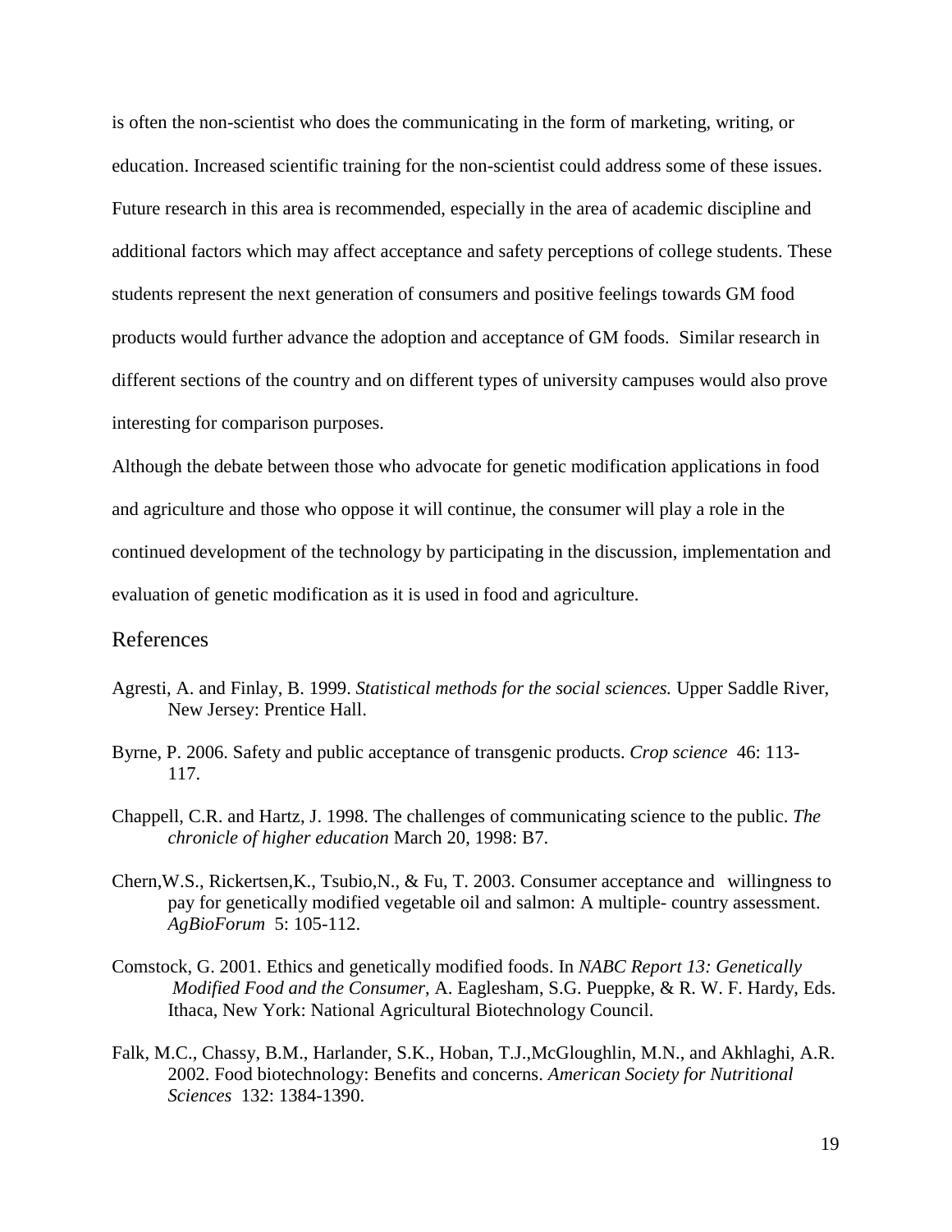is often the non-scientist who does the communicating in the form of marketing, writing, or education. Increased scientific training for the non-scientist could address some of these issues. Future research in this area is recommended, especially in the area of academic discipline and additional factors which may affect acceptance and safety perceptions of college students. These students represent the next generation of consumers and positive feelings towards GM food products would further advance the adoption and acceptance of GM foods. Similar research in different sections of the country and on different types of university campuses would also prove interesting for comparison purposes.

Although the debate between those who advocate for genetic modification applications in food and agriculture and those who oppose it will continue, the consumer will play a role in the continued development of the technology by participating in the discussion, implementation and evaluation of genetic modification as it is used in food and agriculture.

## References

Agresti, A. and Finlay, B. 1999. *Statistical methods for the social sciences.* Upper Saddle River, New Jersey: Prentice Hall.

Byrne, P. 2006. Safety and public acceptance of transgenic products. *Crop science* 46: 113-117.

Chappell, C.R. and Hartz, J. 1998. The challenges of communicating science to the public. *The chronicle of higher education* March 20, 1998: B7.

Chern,W.S., Rickertsen,K., Tsubio,N., & Fu, T. 2003. Consumer acceptance and willingness to pay for genetically modified vegetable oil and salmon: A multiple- country assessment. *AgBioForum* 5: 105-112.

Comstock, G. 2001. Ethics and genetically modified foods. In *NABC Report 13: Genetically Modified Food and the Consumer*, A. Eaglesham, S.G. Pueppke, & R. W. F. Hardy, Eds. Ithaca, New York: National Agricultural Biotechnology Council.

Falk, M.C., Chassy, B.M., Harlander, S.K., Hoban, T.J.,McGloughlin, M.N., and Akhlaghi, A.R. 2002. Food biotechnology: Benefits and concerns. *American Society for Nutritional Sciences* 132: 1384-1390.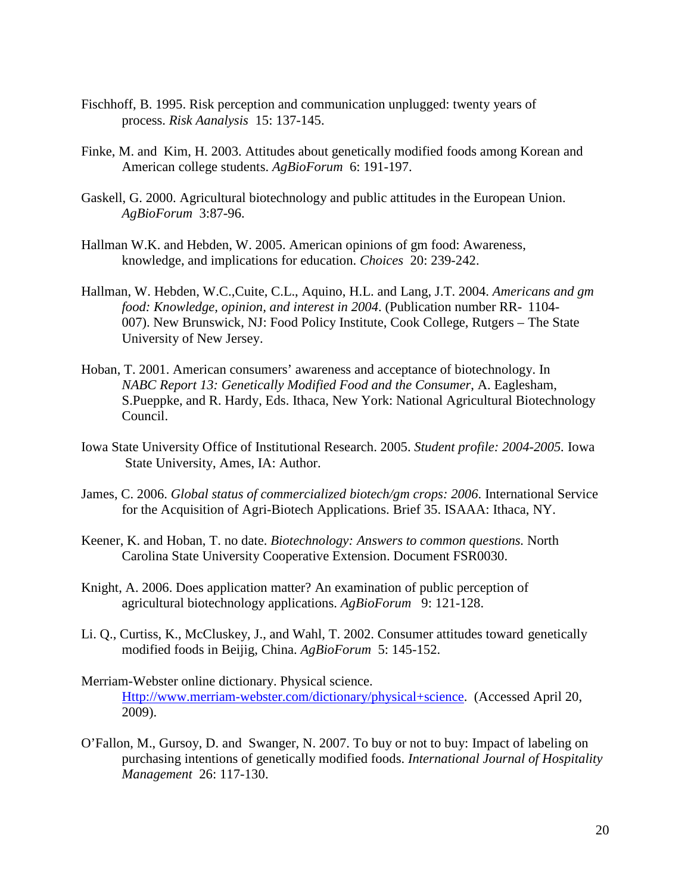Fischhoff, B. 1995. Risk perception and communication unplugged: twenty years of process. *Risk Aanalysis* 15: 137-145.

Finke, M. and Kim, H. 2003. Attitudes about genetically modified foods among Korean and American college students. *AgBioForum* 6: 191-197.

Gaskell, G. 2000. Agricultural biotechnology and public attitudes in the European Union. *AgBioForum* 3:87-96.

Hallman W.K. and Hebden, W. 2005. American opinions of gm food: Awareness, knowledge, and implications for education. *Choices* 20: 239-242.

Hallman, W. Hebden, W.C.,Cuite, C.L., Aquino, H.L. and Lang, J.T. 2004. *Americans and gm food: Knowledge, opinion, and interest in 2004*. (Publication number RR- 1104-007). New Brunswick, NJ: Food Policy Institute, Cook College, Rutgers – The State University of New Jersey.

Hoban, T. 2001. American consumers' awareness and acceptance of biotechnology. In *NABC Report 13: Genetically Modified Food and the Consumer*, A. Eaglesham, S.Pueppke, and R. Hardy, Eds. Ithaca, New York: National Agricultural Biotechnology Council.

Iowa State University Office of Institutional Research. 2005. *Student profile: 2004-2005.* Iowa State University, Ames, IA: Author.

James, C. 2006. *Global status of commercialized biotech/gm crops: 2006*. International Service for the Acquisition of Agri-Biotech Applications. Brief 35. ISAAA: Ithaca, NY.

Keener, K. and Hoban, T. no date. *Biotechnology: Answers to common questions.* North Carolina State University Cooperative Extension. Document FSR0030.

Knight, A. 2006. Does application matter? An examination of public perception of agricultural biotechnology applications. *AgBioForum* 9: 121-128.

Li. Q., Curtiss, K., McCluskey, J., and Wahl, T. 2002. Consumer attitudes toward genetically modified foods in Beijig, China. *AgBioForum* 5: 145-152.

Merriam-Webster online dictionary. Physical science. Http://www.merriam-webster.com/dictionary/physical+science. (Accessed April 20, 2009).

O'Fallon, M., Gursoy, D. and Swanger, N. 2007. To buy or not to buy: Impact of labeling on purchasing intentions of genetically modified foods. *International Journal of Hospitality Management* 26: 117-130.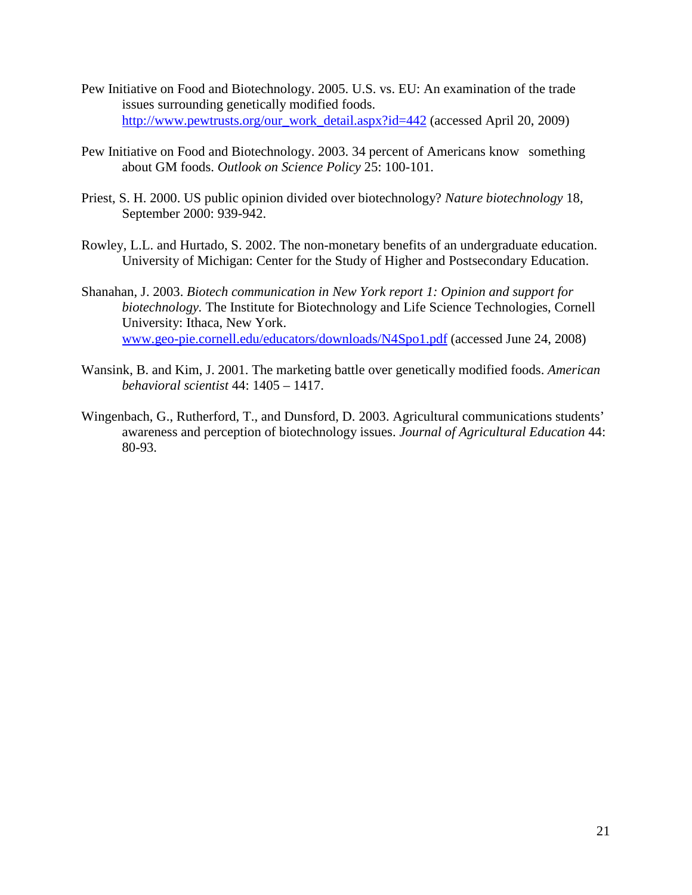Pew Initiative on Food and Biotechnology. 2005. U.S. vs. EU: An examination of the trade issues surrounding genetically modified foods. [http://www.pewtrusts.org/our_work_detail.aspx?id=442](http://www.pewtrusts.org/our_work_detail.aspx?id=442) (accessed April 20, 2009)

Pew Initiative on Food and Biotechnology. 2003. 34 percent of Americans know something about GM foods. *Outlook on Science Policy* 25: 100-101.

Priest, S. H. 2000. US public opinion divided over biotechnology? *Nature biotechnology* 18, September 2000: 939-942.

Rowley, L.L. and Hurtado, S. 2002. The non-monetary benefits of an undergraduate education. University of Michigan: Center for the Study of Higher and Postsecondary Education.

Shanahan, J. 2003. *Biotech communication in New York report 1: Opinion and support for biotechnology.* The Institute for Biotechnology and Life Science Technologies, Cornell University: Ithaca, New York. [www.geo-pie.cornell.edu/educators/downloads/N4Spo1.pdf](www.geo-pie.cornell.edu/educators/downloads/N4Spo1.pdf) (accessed June 24, 2008)

Wansink, B. and Kim, J. 2001. The marketing battle over genetically modified foods. *American behavioral scientist* 44: 1405 – 1417.

Wingenbach, G., Rutherford, T., and Dunsford, D. 2003. Agricultural communications students' awareness and perception of biotechnology issues. *Journal of Agricultural Education* 44: 80-93.